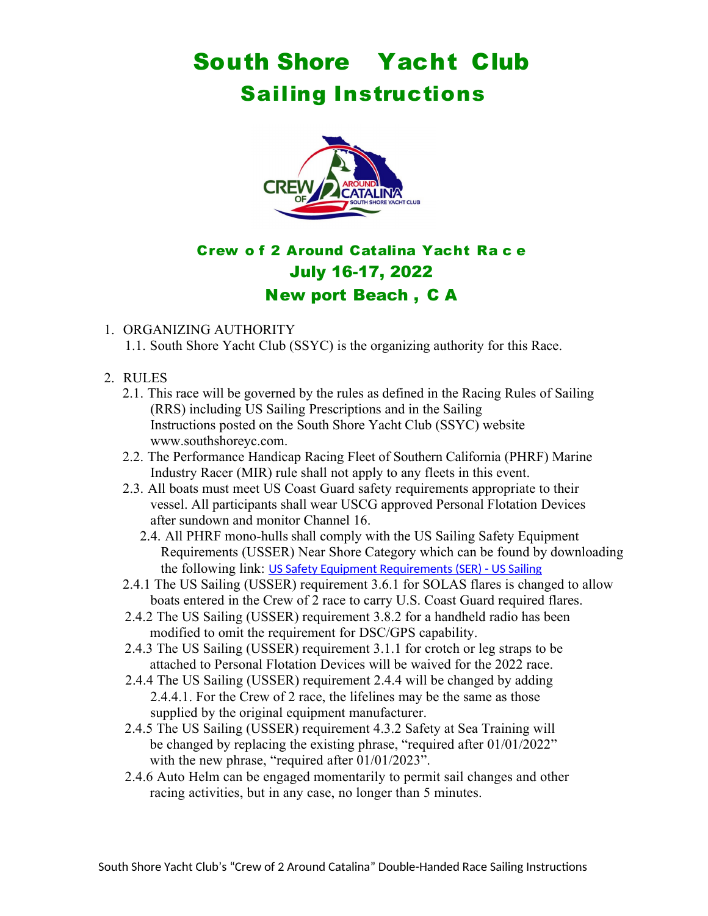# South Shore Yacht Club
# Sailing Instructions

## Crew of 2 Around Catalina Yacht Race
## July 16-17, 2022
## Newport Beach, CA

1. ORGANIZING AUTHORITY
   1.1. South Shore Yacht Club (SSYC) is the organizing authority for this Race.

2. RULES
   2.1. This race will be governed by the rules as defined in the Racing Rules of Sailing (RRS) including US Sailing Prescriptions and in the Sailing Instructions posted on the South Shore Yacht Club (SSYC) website www.southshoreyc.com.
   2.2. The Performance Handicap Racing Fleet of Southern California (PHRF) Marine Industry Racer (MIR) rule shall not apply to any fleets in this event.
   2.3. All boats must meet US Coast Guard safety requirements appropriate to their vessel. All participants shall wear USCG approved Personal Flotation Devices after sundown and monitor Channel 16.
   2.4. All PHRF mono-hulls shall comply with the US Sailing Safety Equipment Requirements (USSER) Near Shore Category which can be found by downloading the following link: US Safety Equipment Requirements (SER) - US Sailing
   2.4.1 The US Sailing (USSER) requirement 3.6.1 for SOLAS flares is changed to allow boats entered in the Crew of 2 race to carry U.S. Coast Guard required flares.
   2.4.2 The US Sailing (USSER) requirement 3.8.2 for a handheld radio has been modified to omit the requirement for DSC/GPS capability.
   2.4.3 The US Sailing (USSER) requirement 3.1.1 for crotch or leg straps to be attached to Personal Flotation Devices will be waived for the 2022 race.
   2.4.4 The US Sailing (USSER) requirement 2.4.4 will be changed by adding 2.4.4.1. For the Crew of 2 race, the lifelines may be the same as those supplied by the original equipment manufacturer.
   2.4.5 The US Sailing (USSER) requirement 4.3.2 Safety at Sea Training will be changed by replacing the existing phrase, "required after 01/01/2022" with the new phrase, "required after 01/01/2023".
   2.4.6 Auto Helm can be engaged momentarily to permit sail changes and other racing activities, but in any case, no longer than 5 minutes.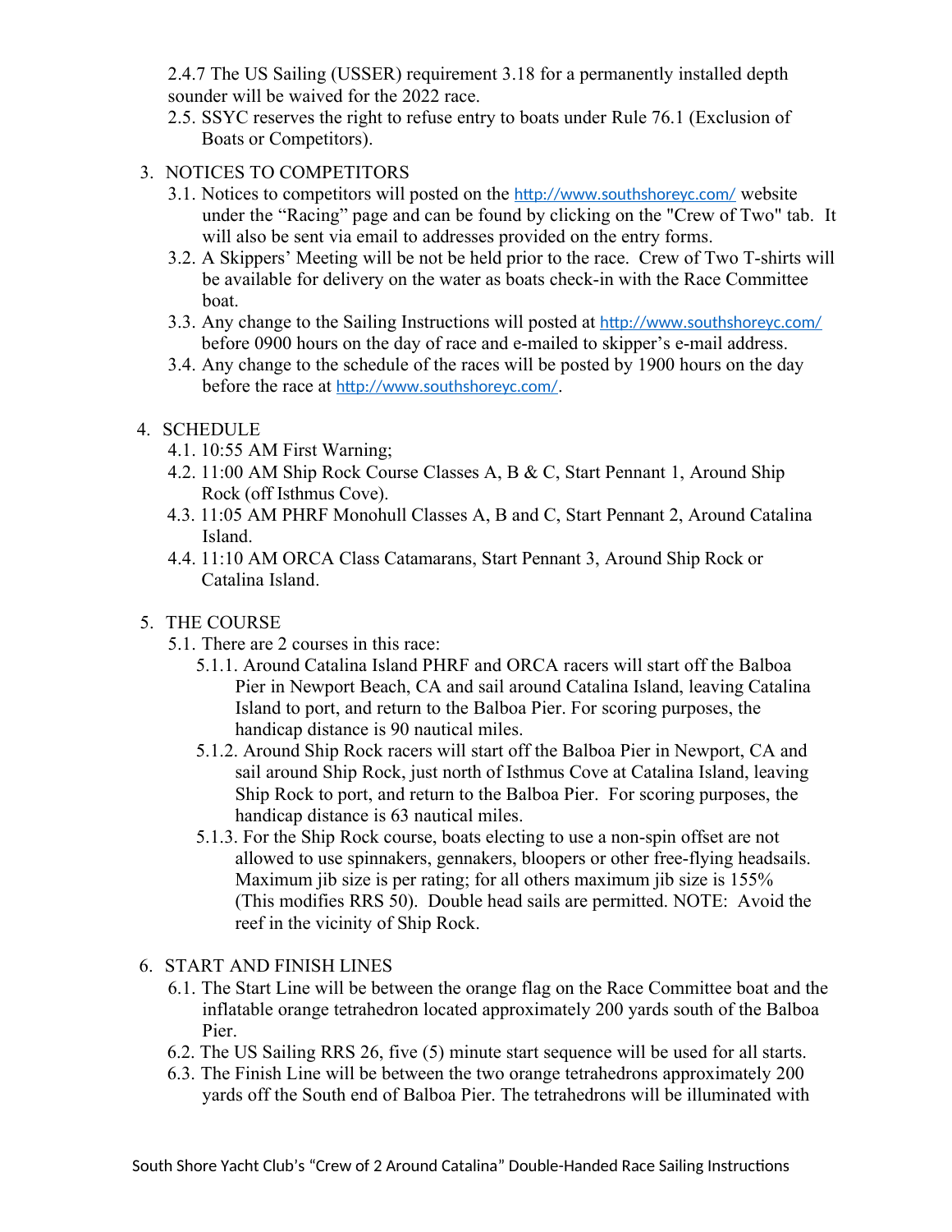2.4.7 The US Sailing (USSER) requirement 3.18 for a permanently installed depth sounder will be waived for the 2022 race.

2.5. SSYC reserves the right to refuse entry to boats under Rule 76.1 (Exclusion of Boats or Competitors).

3. NOTICES TO COMPETITORS
   - 3.1. Notices to competitors will posted on the http://www.southshoreyc.com/ website under the "Racing" page and can be found by clicking on the "Crew of Two" tab. It will also be sent via email to addresses provided on the entry forms.
   - 3.2. A Skippers' Meeting will be not be held prior to the race. Crew of Two T-shirts will be available for delivery on the water as boats check-in with the Race Committee boat.
   - 3.3. Any change to the Sailing Instructions will posted at http://www.southshoreyc.com/ before 0900 hours on the day of race and e-mailed to skipper's e-mail address.
   - 3.4. Any change to the schedule of the races will be posted by 1900 hours on the day before the race at http://www.southshoreyc.com/.

4. SCHEDULE
   - 4.1. 10:55 AM First Warning;
   - 4.2. 11:00 AM Ship Rock Course Classes A, B & C, Start Pennant 1, Around Ship Rock (off Isthmus Cove).
   - 4.3. 11:05 AM PHRF Monohull Classes A, B and C, Start Pennant 2, Around Catalina Island.
   - 4.4. 11:10 AM ORCA Class Catamarans, Start Pennant 3, Around Ship Rock or Catalina Island.

5. THE COURSE
   - 5.1. There are 2 courses in this race:
     - 5.1.1. Around Catalina Island PHRF and ORCA racers will start off the Balboa Pier in Newport Beach, CA and sail around Catalina Island, leaving Catalina Island to port, and return to the Balboa Pier. For scoring purposes, the handicap distance is 90 nautical miles.
     - 5.1.2. Around Ship Rock racers will start off the Balboa Pier in Newport, CA and sail around Ship Rock, just north of Isthmus Cove at Catalina Island, leaving Ship Rock to port, and return to the Balboa Pier. For scoring purposes, the handicap distance is 63 nautical miles.
     - 5.1.3. For the Ship Rock course, boats electing to use a non-spin offset are not allowed to use spinnakers, gennakers, bloopers or other free-flying headsails. Maximum jib size is per rating; for all others maximum jib size is 155% (This modifies RRS 50). Double head sails are permitted. NOTE: Avoid the reef in the vicinity of Ship Rock.

6. START AND FINISH LINES
   - 6.1. The Start Line will be between the orange flag on the Race Committee boat and the inflatable orange tetrahedron located approximately 200 yards south of the Balboa Pier.
   - 6.2. The US Sailing RRS 26, five (5) minute start sequence will be used for all starts.
   - 6.3. The Finish Line will be between the two orange tetrahedrons approximately 200 yards off the South end of Balboa Pier. The tetrahedrons will be illuminated with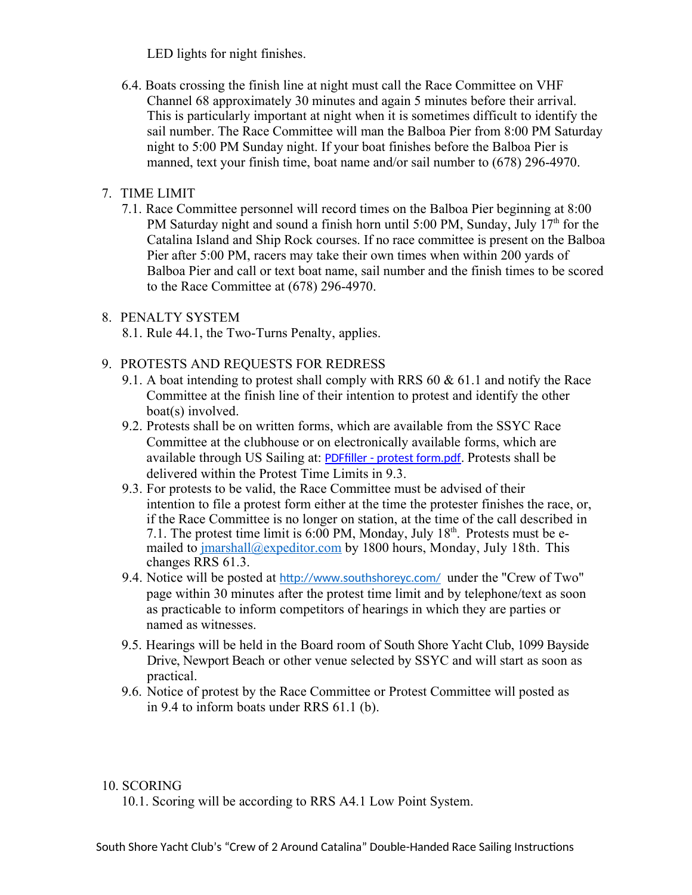LED lights for night finishes.

6.4. Boats crossing the finish line at night must call the Race Committee on VHF Channel 68 approximately 30 minutes and again 5 minutes before their arrival. This is particularly important at night when it is sometimes difficult to identify the sail number. The Race Committee will man the Balboa Pier from 8:00 PM Saturday night to 5:00 PM Sunday night. If your boat finishes before the Balboa Pier is manned, text your finish time, boat name and/or sail number to (678) 296-4970.

7. TIME LIMIT

7.1. Race Committee personnel will record times on the Balboa Pier beginning at 8:00 PM Saturday night and sound a finish horn until 5:00 PM, Sunday, July 17th for the Catalina Island and Ship Rock courses. If no race committee is present on the Balboa Pier after 5:00 PM, racers may take their own times when within 200 yards of Balboa Pier and call or text boat name, sail number and the finish times to be scored to the Race Committee at (678) 296-4970.

8. PENALTY SYSTEM

8.1. Rule 44.1, the Two-Turns Penalty, applies.

9. PROTESTS AND REQUESTS FOR REDRESS

9.1. A boat intending to protest shall comply with RRS 60 & 61.1 and notify the Race Committee at the finish line of their intention to protest and identify the other boat(s) involved.

9.2. Protests shall be on written forms, which are available from the SSYC Race Committee at the clubhouse or on electronically available forms, which are available through US Sailing at: PDFfiller - protest form.pdf. Protests shall be delivered within the Protest Time Limits in 9.3.

9.3. For protests to be valid, the Race Committee must be advised of their intention to file a protest form either at the time the protester finishes the race, or, if the Race Committee is no longer on station, at the time of the call described in 7.1. The protest time limit is 6:00 PM, Monday, July 18th. Protests must be e-mailed to jmarshall@expeditor.com by 1800 hours, Monday, July 18th. This changes RRS 61.3.

9.4. Notice will be posted at http://www.southshoreyc.com/ under the "Crew of Two" page within 30 minutes after the protest time limit and by telephone/text as soon as practicable to inform competitors of hearings in which they are parties or named as witnesses.

9.5. Hearings will be held in the Board room of South Shore Yacht Club, 1099 Bayside Drive, Newport Beach or other venue selected by SSYC and will start as soon as practical.

9.6. Notice of protest by the Race Committee or Protest Committee will posted as in 9.4 to inform boats under RRS 61.1 (b).

10. SCORING

10.1. Scoring will be according to RRS A4.1 Low Point System.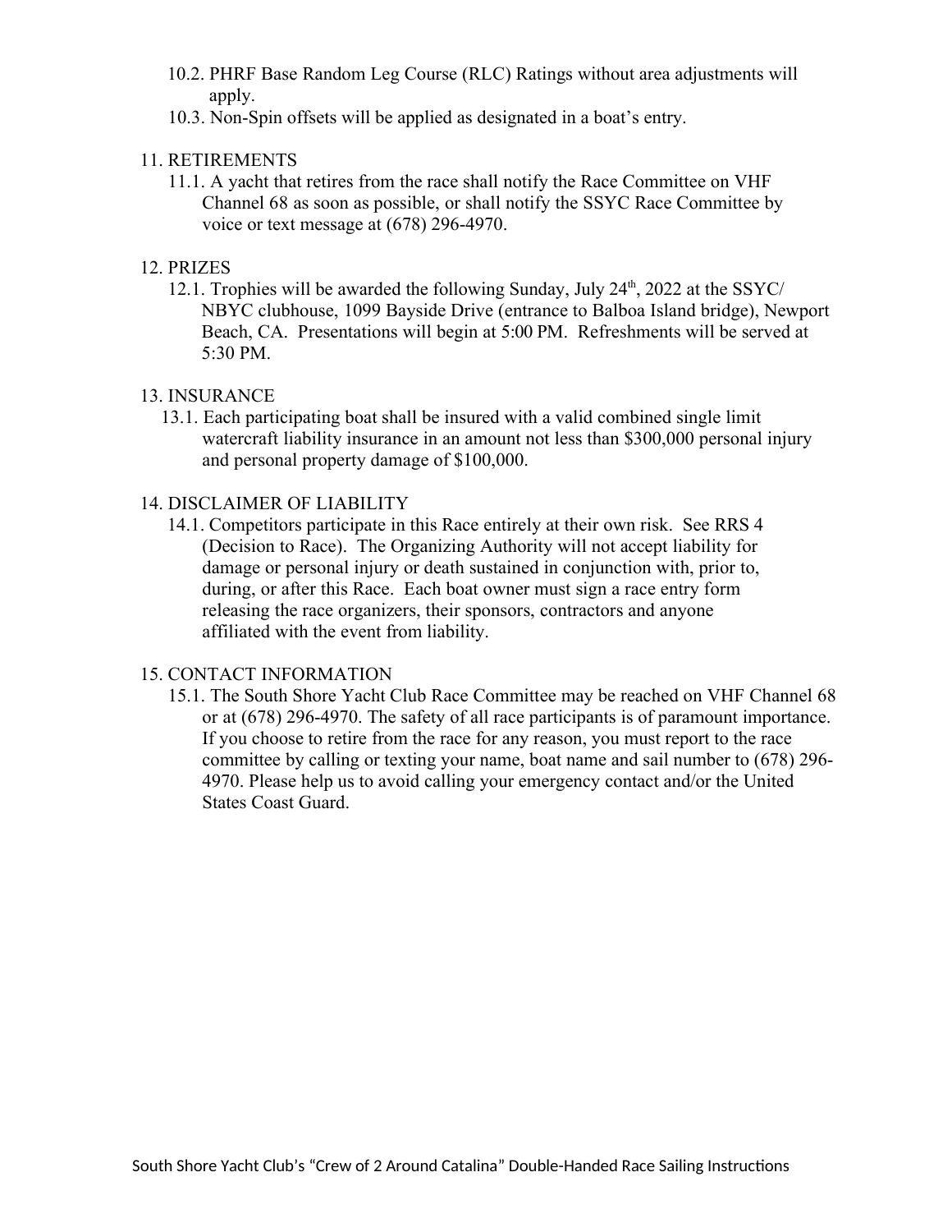10.2. PHRF Base Random Leg Course (RLC) Ratings without area adjustments will apply.

10.3. Non-Spin offsets will be applied as designated in a boat's entry.

## 11. RETIREMENTS

11.1. A yacht that retires from the race shall notify the Race Committee on VHF Channel 68 as soon as possible, or shall notify the SSYC Race Committee by voice or text message at (678) 296-4970.

## 12. PRIZES

12.1. Trophies will be awarded the following Sunday, July 24th, 2022 at the SSYC/ NBYC clubhouse, 1099 Bayside Drive (entrance to Balboa Island bridge), Newport Beach, CA. Presentations will begin at 5:00 PM. Refreshments will be served at 5:30 PM.

## 13. INSURANCE

13.1. Each participating boat shall be insured with a valid combined single limit watercraft liability insurance in an amount not less than $300,000 personal injury and personal property damage of $100,000.

## 14. DISCLAIMER OF LIABILITY

14.1. Competitors participate in this Race entirely at their own risk. See RRS 4 (Decision to Race). The Organizing Authority will not accept liability for damage or personal injury or death sustained in conjunction with, prior to, during, or after this Race. Each boat owner must sign a race entry form releasing the race organizers, their sponsors, contractors and anyone affiliated with the event from liability.

## 15. CONTACT INFORMATION

15.1. The South Shore Yacht Club Race Committee may be reached on VHF Channel 68 or at (678) 296-4970. The safety of all race participants is of paramount importance. If you choose to retire from the race for any reason, you must report to the race committee by calling or texting your name, boat name and sail number to (678) 296-4970. Please help us to avoid calling your emergency contact and/or the United States Coast Guard.